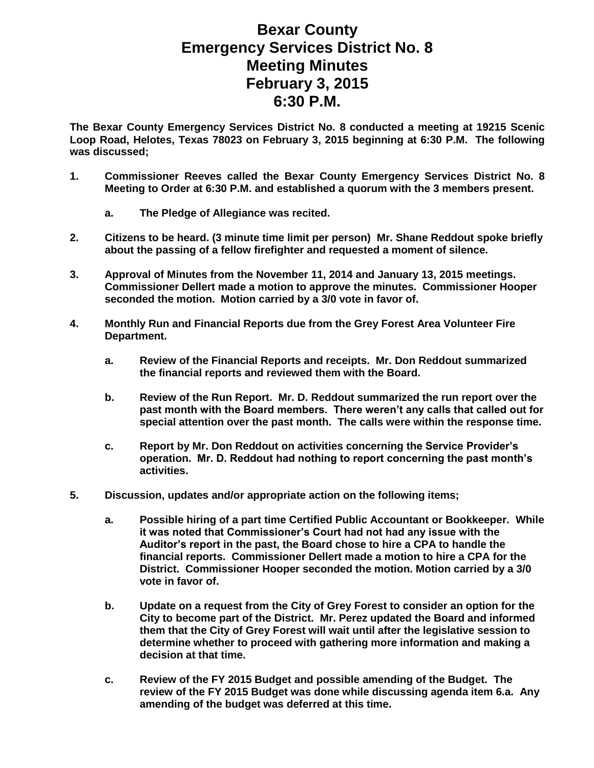# Bexar County
# Emergency Services District No. 8
# Meeting Minutes
# February 3, 2015
# 6:30 P.M.

**The Bexar County Emergency Services District No. 8 conducted a meeting at 19215 Scenic Loop Road, Helotes, Texas 78023 on February 3, 2015 beginning at 6:30 P.M. The following was discussed;**

**1. Commissioner Reeves called the Bexar County Emergency Services District No. 8 Meeting to Order at 6:30 P.M. and established a quorum with the 3 members present.**

   **a. The Pledge of Allegiance was recited.**

**2. Citizens to be heard. (3 minute time limit per person) Mr. Shane Reddout spoke briefly about the passing of a fellow firefighter and requested a moment of silence.**

**3. Approval of Minutes from the November 11, 2014 and January 13, 2015 meetings. Commissioner Dellert made a motion to approve the minutes. Commissioner Hooper seconded the motion. Motion carried by a 3/0 vote in favor of.**

**4. Monthly Run and Financial Reports due from the Grey Forest Area Volunteer Fire Department.**

   **a. Review of the Financial Reports and receipts. Mr. Don Reddout summarized the financial reports and reviewed them with the Board.**

   **b. Review of the Run Report. Mr. D. Reddout summarized the run report over the past month with the Board members. There weren't any calls that called out for special attention over the past month. The calls were within the response time.**

   **c. Report by Mr. Don Reddout on activities concerning the Service Provider's operation. Mr. D. Reddout had nothing to report concerning the past month's activities.**

**5. Discussion, updates and/or appropriate action on the following items;**

   **a. Possible hiring of a part time Certified Public Accountant or Bookkeeper. While it was noted that Commissioner's Court had not had any issue with the Auditor's report in the past, the Board chose to hire a CPA to handle the financial reports. Commissioner Dellert made a motion to hire a CPA for the District. Commissioner Hooper seconded the motion. Motion carried by a 3/0 vote in favor of.**

   **b. Update on a request from the City of Grey Forest to consider an option for the City to become part of the District. Mr. Perez updated the Board and informed them that the City of Grey Forest will wait until after the legislative session to determine whether to proceed with gathering more information and making a decision at that time.**

   **c. Review of the FY 2015 Budget and possible amending of the Budget. The review of the FY 2015 Budget was done while discussing agenda item 6.a. Any amending of the budget was deferred at this time.**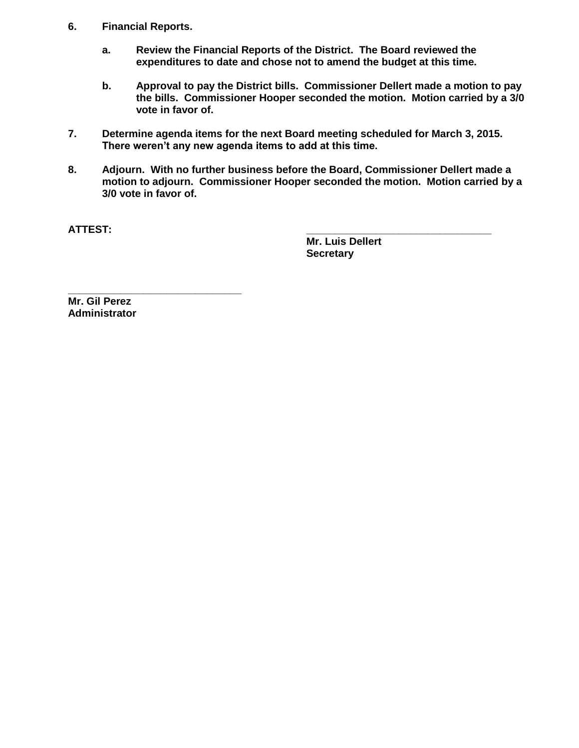**6. Financial Reports.**

  **a. Review the Financial Reports of the District. The Board reviewed the expenditures to date and chose not to amend the budget at this time.**

  **b. Approval to pay the District bills. Commissioner Dellert made a motion to pay the bills. Commissioner Hooper seconded the motion. Motion carried by a 3/0 vote in favor of.**

**7. Determine agenda items for the next Board meeting scheduled for March 3, 2015. There weren't any new agenda items to add at this time.**

**8. Adjourn. With no further business before the Board, Commissioner Dellert made a motion to adjourn. Commissioner Hooper seconded the motion. Motion carried by a 3/0 vote in favor of.**

**ATTEST:**

\_\_\_\_\_\_\_\_\_\_\_\_\_\_\_\_\_\_\_\_\_\_\_\_\_\_\_\_\_\_\_\_\_\_
**Mr. Luis Dellert**
**Secretary**

\_\_\_\_\_\_\_\_\_\_\_\_\_\_\_\_\_\_\_\_\_\_\_\_\_\_\_\_\_\_\_\_
**Mr. Gil Perez**
**Administrator**